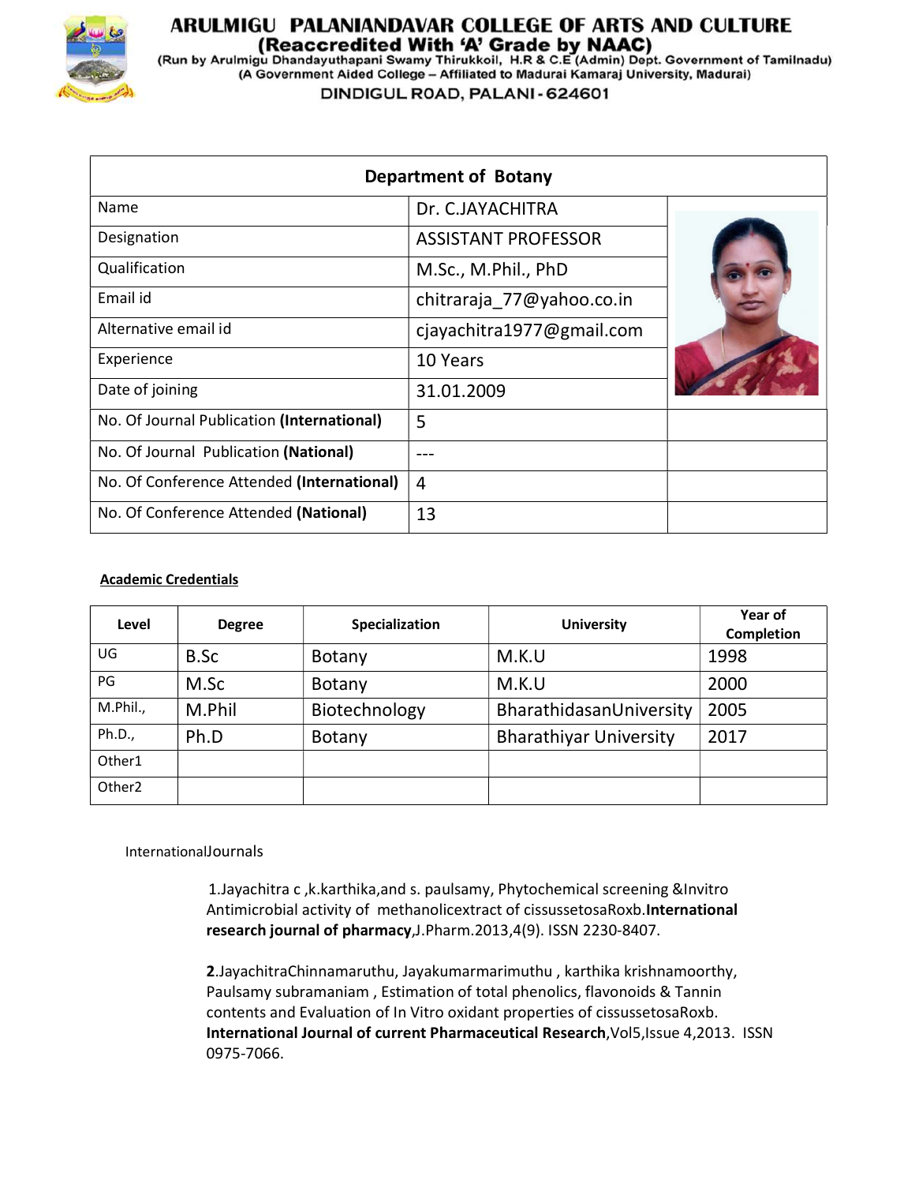# ARULMIGU PALANIANDAVAR COLLEGE OF ARTS AND CULTURE

**(Reaccredited With 'A' Grade by NAAC)**

(Run by Arulmigu Dhandayuthapani Swamy Thirukkoil, H.R & C.E (Admin) Dept. Government of Tamilnadu)

(A Government Aided College – Affiliated to Madurai Kamaraj University, Madurai)

DINDIGUL ROAD, PALANI - 624601

| Department of Botany | | |
|---|---|---|
| Name | Dr. C.JAYACHITRA | |
| Designation | ASSISTANT PROFESSOR | |
| Qualification | M.Sc., M.Phil., PhD | |
| Email id | chitraraja_77@yahoo.co.in | |
| Alternative email id | cjayachitra1977@gmail.com | |
| Experience | 10 Years | |
| Date of joining | 31.01.2009 | |
| No. Of Journal Publication **(International)** | 5 | |
| No. Of Journal Publication **(National)** | --- | |
| No. Of Conference Attended **(International)** | 4 | |
| No. Of Conference Attended **(National)** | 13 | |

**Academic Credentials**

| Level | Degree | Specialization | University | Year of Completion |
|---|---|---|---|---|
| UG | B.Sc | Botany | M.K.U | 1998 |
| PG | M.Sc | Botany | M.K.U | 2000 |
| M.Phil., | M.Phil | Biotechnology | BharathidasanUniversity | 2005 |
| Ph.D., | Ph.D | Botany | Bharathiyar University | 2017 |
| Other1 | | | | |
| Other2 | | | | |

InternationalJournals

1.Jayachitra c ,k.karthika,and s. paulsamy, Phytochemical screening &Invitro Antimicrobial activity of methanolicextract of cissussetosaRoxb.**International research journal of pharmacy**,J.Pharm.2013,4(9). ISSN 2230-8407.

**2**.JayachitraChinnamaruthu, Jayakumarmarimuthu , karthika krishnamoorthy, Paulsamy subramaniam , Estimation of total phenolics, flavonoids & Tannin contents and Evaluation of In Vitro oxidant properties of cissussetosaRoxb. **International Journal of current Pharmaceutical Research**,Vol5,Issue 4,2013. ISSN 0975-7066.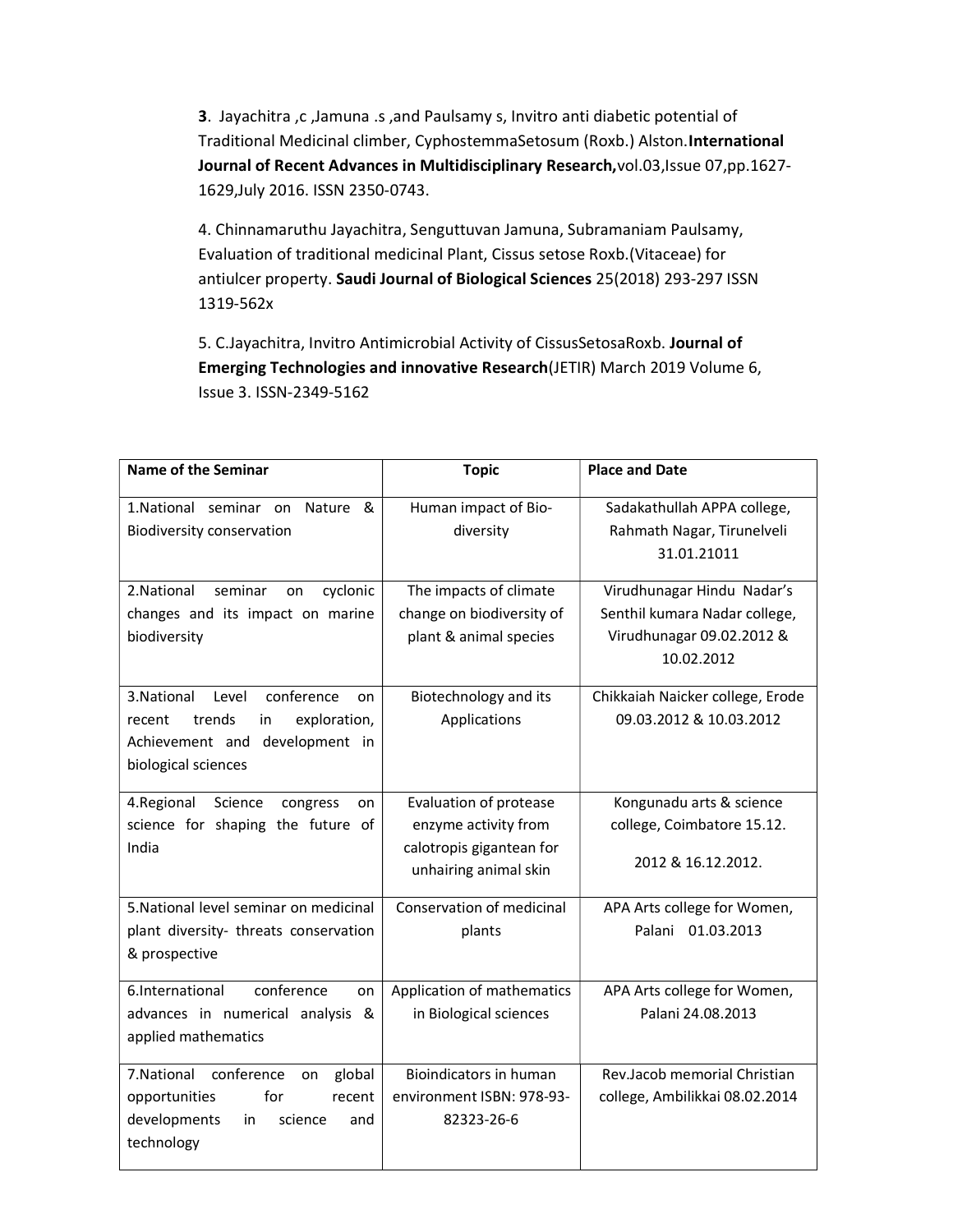**3**. Jayachitra ,c ,Jamuna .s ,and Paulsamy s, Invitro anti diabetic potential of Traditional Medicinal climber, CyphostemmaSetosum (Roxb.) Alston.**International Journal of Recent Advances in Multidisciplinary Research,**vol.03,Issue 07,pp.1627-1629,July 2016. ISSN 2350-0743.

4. Chinnamaruthu Jayachitra, Senguttuvan Jamuna, Subramaniam Paulsamy, Evaluation of traditional medicinal Plant, Cissus setose Roxb.(Vitaceae) for antiulcer property. **Saudi Journal of Biological Sciences** 25(2018) 293-297 ISSN 1319-562x

5. C.Jayachitra, Invitro Antimicrobial Activity of CissusSetosaRoxb. **Journal of Emerging Technologies and innovative Research**(JETIR) March 2019 Volume 6, Issue 3. ISSN-2349-5162

| **Name of the Seminar** | **Topic** | **Place and Date** |
|---|---|---|
| 1.National seminar on Nature & Biodiversity conservation | Human impact of Bio-diversity | Sadakathullah APPA college, Rahmath Nagar, Tirunelveli 31.01.21011 |
| 2.National seminar on cyclonic changes and its impact on marine biodiversity | The impacts of climate change on biodiversity of plant & animal species | Virudhunagar Hindu Nadar's Senthil kumara Nadar college, Virudhunagar 09.02.2012 & 10.02.2012 |
| 3.National Level conference on recent trends in exploration, Achievement and development in biological sciences | Biotechnology and its Applications | Chikkaiah Naicker college, Erode 09.03.2012 & 10.03.2012 |
| 4.Regional Science congress on science for shaping the future of India | Evaluation of protease enzyme activity from calotropis gigantean for unhairing animal skin | Kongunadu arts & science college, Coimbatore 15.12. 2012 & 16.12.2012. |
| 5.National level seminar on medicinal plant diversity- threats conservation & prospective | Conservation of medicinal plants | APA Arts college for Women, Palani 01.03.2013 |
| 6.International conference on advances in numerical analysis & applied mathematics | Application of mathematics in Biological sciences | APA Arts college for Women, Palani 24.08.2013 |
| 7.National conference on global opportunities for recent developments in science and technology | Bioindicators in human environment ISBN: 978-93-82323-26-6 | Rev.Jacob memorial Christian college, Ambilikkai 08.02.2014 |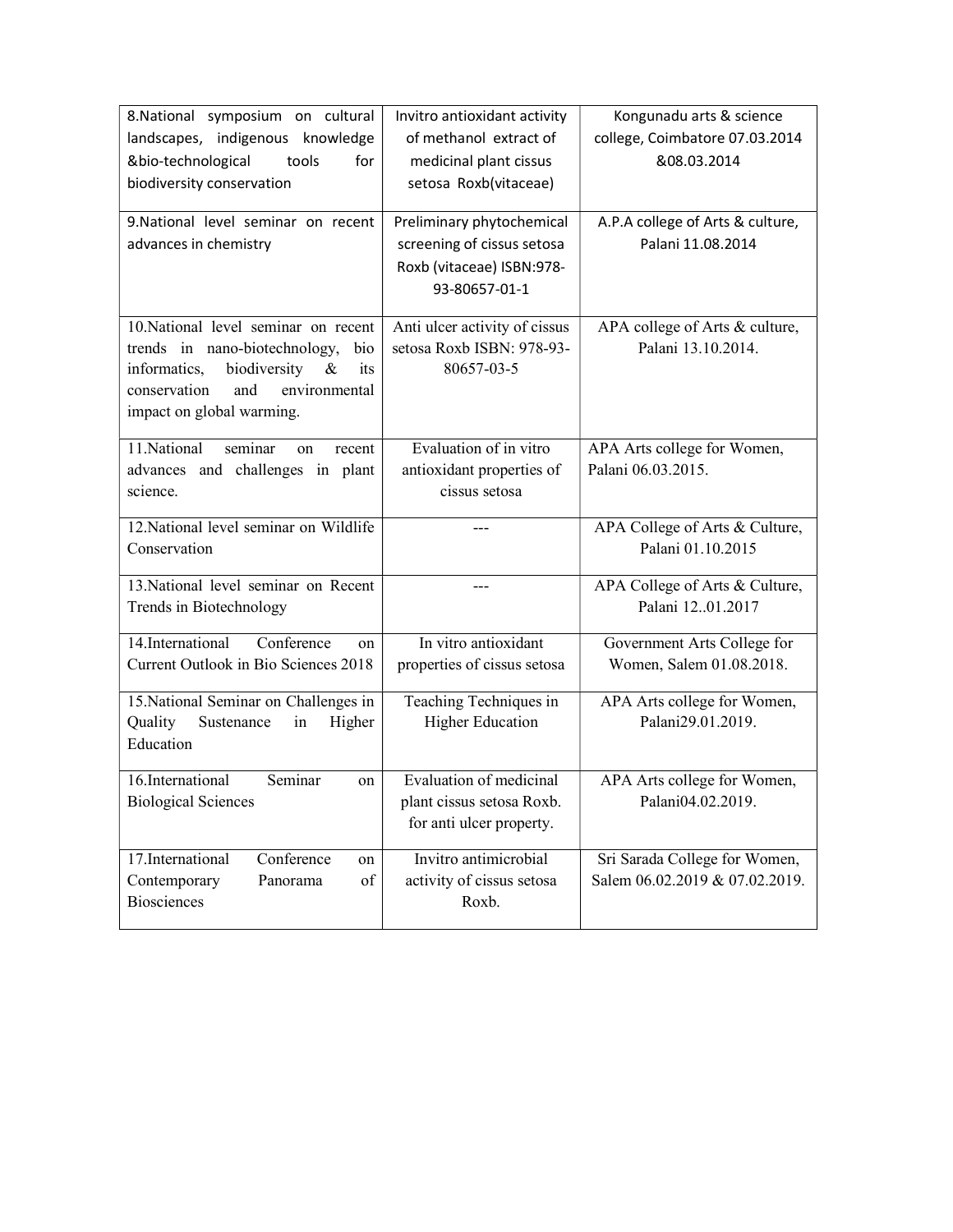| | | |
|---|---|---|
| 8.National symposium on cultural landscapes, indigenous knowledge &bio-technological tools for biodiversity conservation | Invitro antioxidant activity of methanol extract of medicinal plant cissus setosa Roxb(vitaceae) | Kongunadu arts & science college, Coimbatore 07.03.2014 &08.03.2014 |
| 9.National level seminar on recent advances in chemistry | Preliminary phytochemical screening of cissus setosa Roxb (vitaceae) ISBN:978-93-80657-01-1 | A.P.A college of Arts & culture, Palani 11.08.2014 |
| 10.National level seminar on recent trends in nano-biotechnology, bio informatics, biodiversity & its conservation and environmental impact on global warming. | Anti ulcer activity of cissus setosa Roxb ISBN: 978-93-80657-03-5 | APA college of Arts & culture, Palani 13.10.2014. |
| 11.National seminar on recent advances and challenges in plant science. | Evaluation of in vitro antioxidant properties of cissus setosa | APA Arts college for Women, Palani 06.03.2015. |
| 12.National level seminar on Wildlife Conservation | --- | APA College of Arts & Culture, Palani 01.10.2015 |
| 13.National level seminar on Recent Trends in Biotechnology | --- | APA College of Arts & Culture, Palani 12..01.2017 |
| 14.International Conference on Current Outlook in Bio Sciences 2018 | In vitro antioxidant properties of cissus setosa | Government Arts College for Women, Salem 01.08.2018. |
| 15.National Seminar on Challenges in Quality Sustenance in Higher Education | Teaching Techniques in Higher Education | APA Arts college for Women, Palani29.01.2019. |
| 16.International Seminar on Biological Sciences | Evaluation of medicinal plant cissus setosa Roxb. for anti ulcer property. | APA Arts college for Women, Palani04.02.2019. |
| 17.International Conference on Contemporary Panorama of Biosciences | Invitro antimicrobial activity of cissus setosa Roxb. | Sri Sarada College for Women, Salem 06.02.2019 & 07.02.2019. |